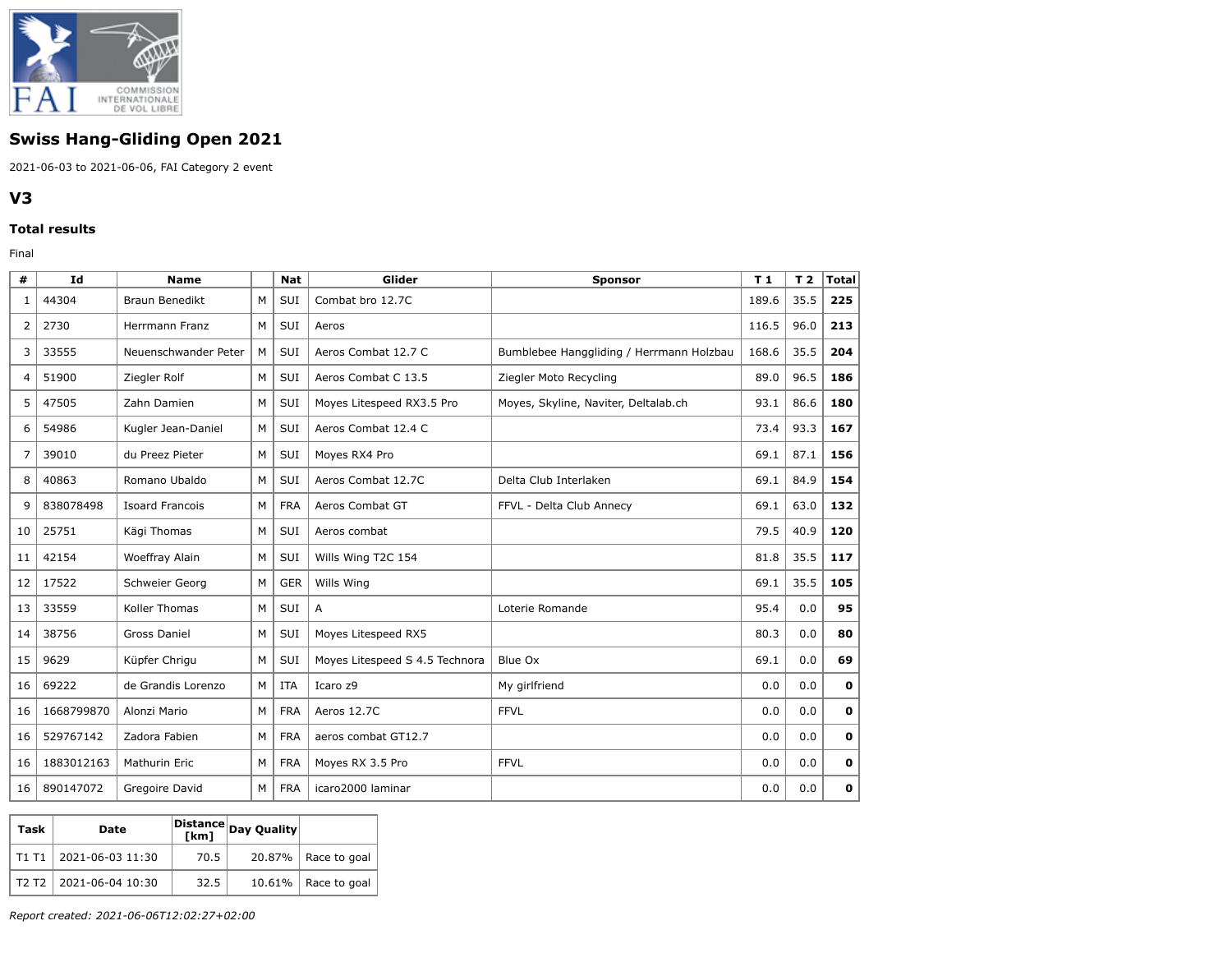## Swiss Hang-Gliding Open 2021

2021-06-03 to 2021-06-06, FAI Category 2 event

## V3

### Total results

Final

| # | Id | Name | | Nat | Glider | Sponsor | T 1 | T 2 | Total |
|---|---|---|---|---|---|---|---|---|---|
| 1 | 44304 | Braun Benedikt | M | SUI | Combat bro 12.7C | | 189.6 | 35.5 | **225** |
| 2 | 2730 | Herrmann Franz | M | SUI | Aeros | | 116.5 | 96.0 | **213** |
| 3 | 33555 | Neuenschwander Peter | M | SUI | Aeros Combat 12.7 C | Bumblebee Hanggliding / Herrmann Holzbau | 168.6 | 35.5 | **204** |
| 4 | 51900 | Ziegler Rolf | M | SUI | Aeros Combat C 13.5 | Ziegler Moto Recycling | 89.0 | 96.5 | **186** |
| 5 | 47505 | Zahn Damien | M | SUI | Moyes Litespeed RX3.5 Pro | Moyes, Skyline, Naviter, Deltalab.ch | 93.1 | 86.6 | **180** |
| 6 | 54986 | Kugler Jean-Daniel | M | SUI | Aeros Combat 12.4 C | | 73.4 | 93.3 | **167** |
| 7 | 39010 | du Preez Pieter | M | SUI | Moyes RX4 Pro | | 69.1 | 87.1 | **156** |
| 8 | 40863 | Romano Ubaldo | M | SUI | Aeros Combat 12.7C | Delta Club Interlaken | 69.1 | 84.9 | **154** |
| 9 | 838078498 | Isoard Francois | M | FRA | Aeros Combat GT | FFVL - Delta Club Annecy | 69.1 | 63.0 | **132** |
| 10 | 25751 | Kägi Thomas | M | SUI | Aeros combat | | 79.5 | 40.9 | **120** |
| 11 | 42154 | Woeffray Alain | M | SUI | Wills Wing T2C 154 | | 81.8 | 35.5 | **117** |
| 12 | 17522 | Schweier Georg | M | GER | Wills Wing | | 69.1 | 35.5 | **105** |
| 13 | 33559 | Koller Thomas | M | SUI | A | Loterie Romande | 95.4 | 0.0 | **95** |
| 14 | 38756 | Gross Daniel | M | SUI | Moyes Litespeed RX5 | | 80.3 | 0.0 | **80** |
| 15 | 9629 | Küpfer Chrigu | M | SUI | Moyes Litespeed S 4.5 Technora | Blue Ox | 69.1 | 0.0 | **69** |
| 16 | 69222 | de Grandis Lorenzo | M | ITA | Icaro z9 | My girlfriend | 0.0 | 0.0 | **0** |
| 16 | 1668799870 | Alonzi Mario | M | FRA | Aeros 12.7C | FFVL | 0.0 | 0.0 | **0** |
| 16 | 529767142 | Zadora Fabien | M | FRA | aeros combat GT12.7 | | 0.0 | 0.0 | **0** |
| 16 | 1883012163 | Mathurin Eric | M | FRA | Moyes RX 3.5 Pro | FFVL | 0.0 | 0.0 | **0** |
| 16 | 890147072 | Gregoire David | M | FRA | icaro2000 laminar | | 0.0 | 0.0 | **0** |

| Task | Date | Distance [km] | Day Quality | |
|---|---|---|---|---|
| T1 T1 | 2021-06-03 11:30 | 70.5 | 20.87% | Race to goal |
| T2 T2 | 2021-06-04 10:30 | 32.5 | 10.61% | Race to goal |

*Report created: 2021-06-06T12:02:27+02:00*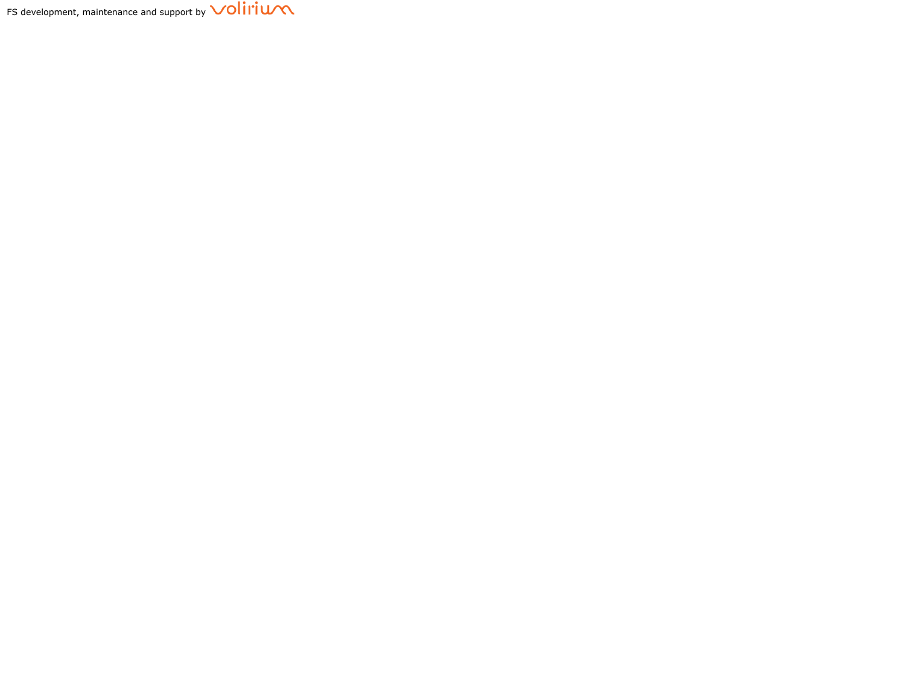FS development, maintenance and support by volirium